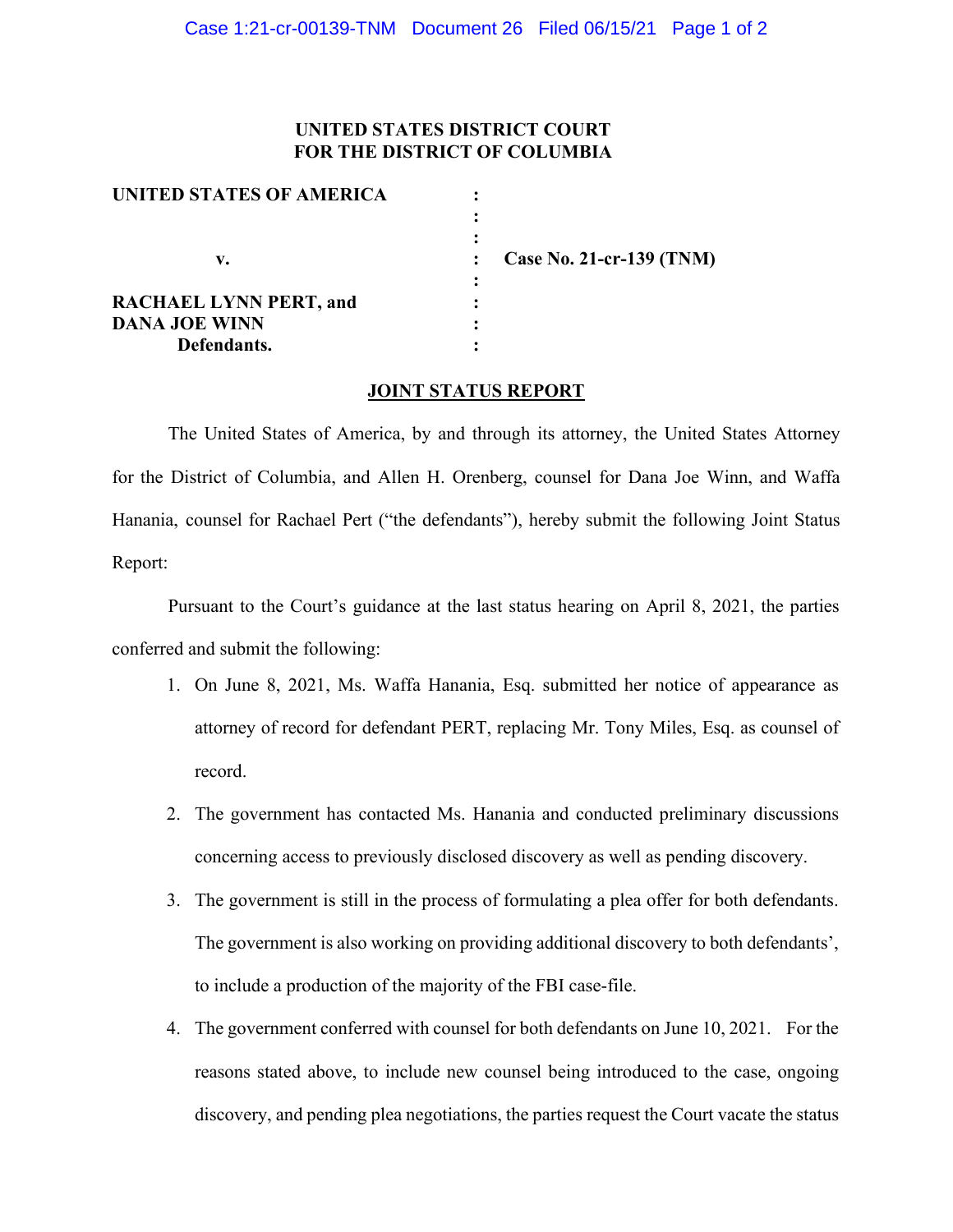**UNITED STATES DISTRICT COURT**
**FOR THE DISTRICT OF COLUMBIA**

| | | |
|---|---|---|
| **UNITED STATES OF AMERICA** | : | |
| | : | |
| | : | |
| **v.** | : | **Case No. 21-cr-139 (TNM)** |
| | : | |
| **RACHAEL LYNN PERT, and** | : | |
| **DANA JOE WINN** | : | |
| **Defendants.** | : | |

**JOINT STATUS REPORT**

The United States of America, by and through its attorney, the United States Attorney for the District of Columbia, and Allen H. Orenberg, counsel for Dana Joe Winn, and Waffa Hanania, counsel for Rachael Pert ("the defendants"), hereby submit the following Joint Status Report:

Pursuant to the Court's guidance at the last status hearing on April 8, 2021, the parties conferred and submit the following:

1. On June 8, 2021, Ms. Waffa Hanania, Esq. submitted her notice of appearance as attorney of record for defendant PERT, replacing Mr. Tony Miles, Esq. as counsel of record.
2. The government has contacted Ms. Hanania and conducted preliminary discussions concerning access to previously disclosed discovery as well as pending discovery.
3. The government is still in the process of formulating a plea offer for both defendants. The government is also working on providing additional discovery to both defendants', to include a production of the majority of the FBI case-file.
4. The government conferred with counsel for both defendants on June 10, 2021. For the reasons stated above, to include new counsel being introduced to the case, ongoing discovery, and pending plea negotiations, the parties request the Court vacate the status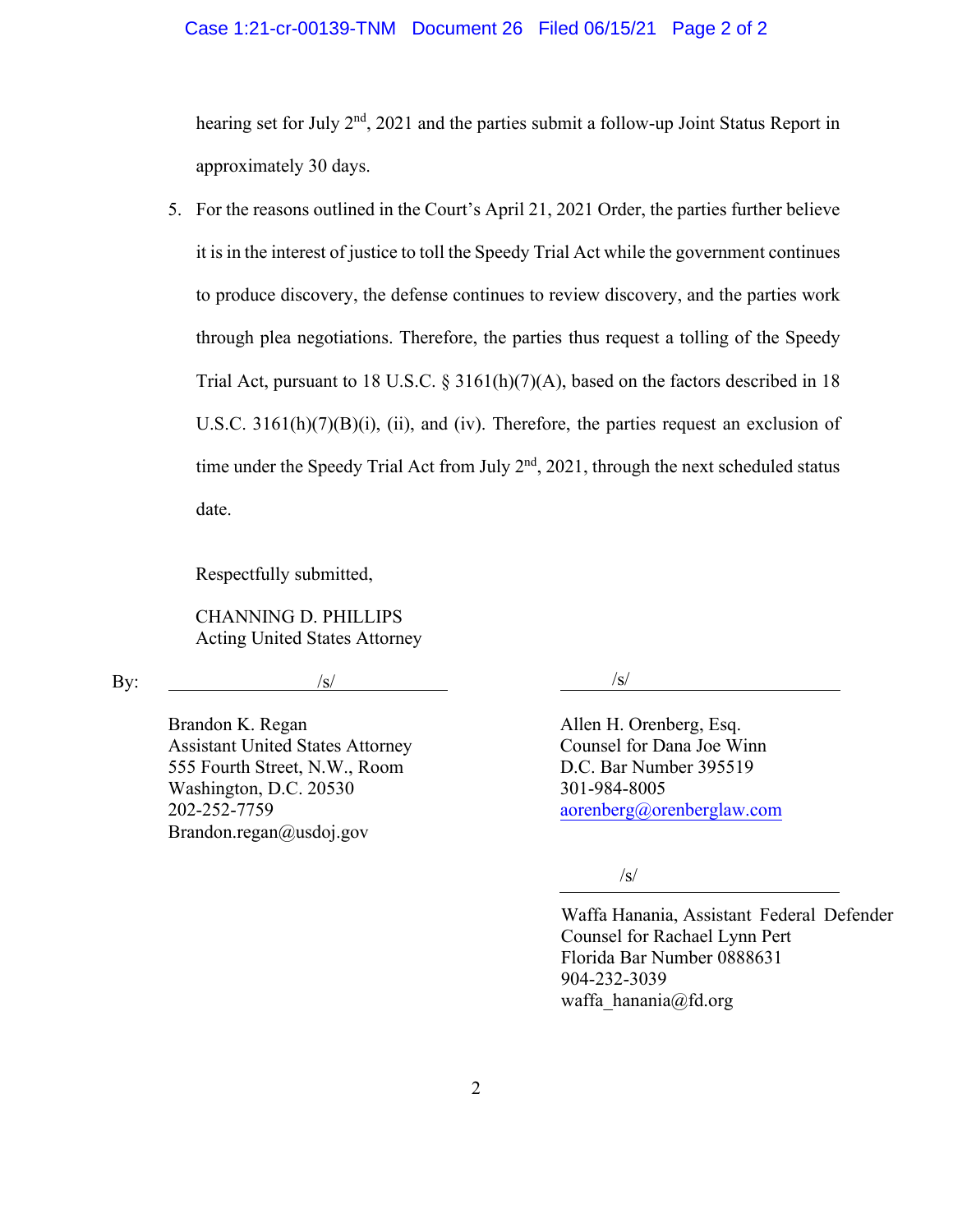hearing set for July 2nd, 2021 and the parties submit a follow-up Joint Status Report in approximately 30 days.

5. For the reasons outlined in the Court's April 21, 2021 Order, the parties further believe it is in the interest of justice to toll the Speedy Trial Act while the government continues to produce discovery, the defense continues to review discovery, and the parties work through plea negotiations. Therefore, the parties thus request a tolling of the Speedy Trial Act, pursuant to 18 U.S.C. § 3161(h)(7)(A), based on the factors described in 18 U.S.C. 3161(h)(7)(B)(i), (ii), and (iv). Therefore, the parties request an exclusion of time under the Speedy Trial Act from July 2nd, 2021, through the next scheduled status date.

Respectfully submitted,

CHANNING D. PHILLIPS
Acting United States Attorney

By: /s/

Brandon K. Regan
Assistant United States Attorney
555 Fourth Street, N.W., Room
Washington, D.C. 20530
202-252-7759
Brandon.regan@usdoj.gov

/s/

Allen H. Orenberg, Esq.
Counsel for Dana Joe Winn
D.C. Bar Number 395519
301-984-8005
aorenberg@orenberglaw.com

/s/

Waffa Hanania, Assistant Federal Defender
Counsel for Rachael Lynn Pert
Florida Bar Number 0888631
904-232-3039
waffa_hanania@fd.org